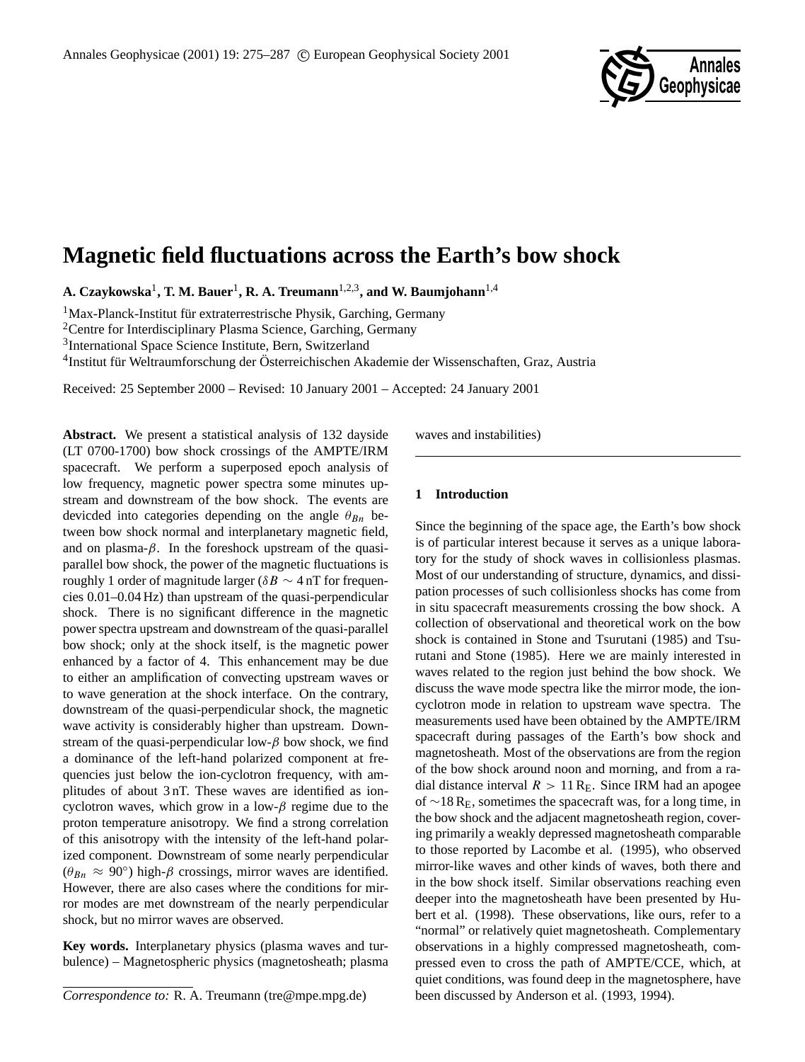# Magnetic field fluctuations across the Earth's bow shock

**A. Czaykowska**[1], **T. M. Bauer**[1], **R. A. Treumann**[1,2,3], **and W. Baumjohann**[1,4]

[1]Max-Planck-Institut für extraterrestrische Physik, Garching, Germany

[2]Centre for Interdisciplinary Plasma Science, Garching, Germany

[3]International Space Science Institute, Bern, Switzerland

[4]Institut für Weltraumforschung der Österreichischen Akademie der Wissenschaften, Graz, Austria

Received: 25 September 2000 – Revised: 10 January 2001 – Accepted: 24 January 2001

**Abstract.** We present a statistical analysis of 132 dayside (LT 0700-1700) bow shock crossings of the AMPTE/IRM spacecraft. We perform a superposed epoch analysis of low frequency, magnetic power spectra some minutes upstream and downstream of the bow shock. The events are devicded into categories depending on the angle $\theta_{Bn}$ between bow shock normal and interplanetary magnetic field, and on plasma-$\beta$. In the foreshock upstream of the quasi-parallel bow shock, the power of the magnetic fluctuations is roughly 1 order of magnitude larger ($\delta B \sim 4$ nT for frequencies 0.01–0.04 Hz) than upstream of the quasi-perpendicular shock. There is no significant difference in the magnetic power spectra upstream and downstream of the quasi-parallel bow shock; only at the shock itself, is the magnetic power enhanced by a factor of 4. This enhancement may be due to either an amplification of convecting upstream waves or to wave generation at the shock interface. On the contrary, downstream of the quasi-perpendicular shock, the magnetic wave activity is considerably higher than upstream. Downstream of the quasi-perpendicular low-$\beta$ bow shock, we find a dominance of the left-hand polarized component at frequencies just below the ion-cyclotron frequency, with amplitudes of about 3 nT. These waves are identified as ion-cyclotron waves, which grow in a low-$\beta$ regime due to the proton temperature anisotropy. We find a strong correlation of this anisotropy with the intensity of the left-hand polarized component. Downstream of some nearly perpendicular ($\theta_{Bn} \approx 90°$) high-$\beta$ crossings, mirror waves are identified. However, there are also cases where the conditions for mirror modes are met downstream of the nearly perpendicular shock, but no mirror waves are observed.

**Key words.** Interplanetary physics (plasma waves and turbulence) – Magnetospheric physics (magnetosheath; plasma waves and instabilities)

## 1 Introduction

Since the beginning of the space age, the Earth's bow shock is of particular interest because it serves as a unique laboratory for the study of shock waves in collisionless plasmas. Most of our understanding of structure, dynamics, and dissipation processes of such collisionless shocks has come from in situ spacecraft measurements crossing the bow shock. A collection of observational and theoretical work on the bow shock is contained in Stone and Tsurutani (1985) and Tsurutani and Stone (1985). Here we are mainly interested in waves related to the region just behind the bow shock. We discuss the wave mode spectra like the mirror mode, the ion-cyclotron mode in relation to upstream wave spectra. The measurements used have been obtained by the AMPTE/IRM spacecraft during passages of the Earth's bow shock and magnetosheath. Most of the observations are from the region of the bow shock around noon and morning, and from a radial distance interval $R > 11\,R_E$. Since IRM had an apogee of $\sim$18 $R_E$, sometimes the spacecraft was, for a long time, in the bow shock and the adjacent magnetosheath region, covering primarily a weakly depressed magnetosheath comparable to those reported by Lacombe et al. (1995), who observed mirror-like waves and other kinds of waves, both there and in the bow shock itself. Similar observations reaching even deeper into the magnetosheath have been presented by Hubert et al. (1998). These observations, like ours, refer to a "normal" or relatively quiet magnetosheath. Complementary observations in a highly compressed magnetosheath, compressed even to cross the path of AMPTE/CCE, which, at quiet conditions, was found deep in the magnetosphere, have been discussed by Anderson et al. (1993, 1994).

*Correspondence to:* R. A. Treumann (tre@mpe.mpg.de)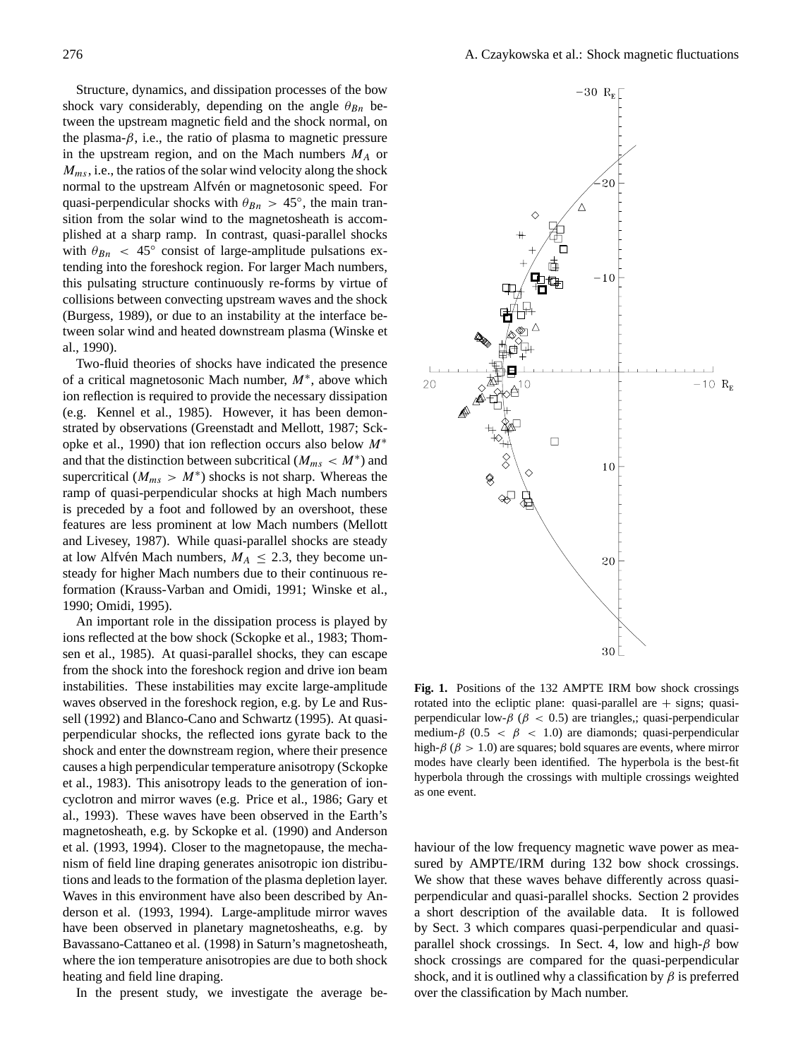Structure, dynamics, and dissipation processes of the bow shock vary considerably, depending on the angle $\theta_{Bn}$ between the upstream magnetic field and the shock normal, on the plasma-$\beta$, i.e., the ratio of plasma to magnetic pressure in the upstream region, and on the Mach numbers $M_A$ or $M_{ms}$, i.e., the ratios of the solar wind velocity along the shock normal to the upstream Alfvén or magnetosonic speed. For quasi-perpendicular shocks with $\theta_{Bn} > 45°$, the main transition from the solar wind to the magnetosheath is accomplished at a sharp ramp. In contrast, quasi-parallel shocks with $\theta_{Bn} < 45°$ consist of large-amplitude pulsations extending into the foreshock region. For larger Mach numbers, this pulsating structure continuously re-forms by virtue of collisions between convecting upstream waves and the shock (Burgess, 1989), or due to an instability at the interface between solar wind and heated downstream plasma (Winske et al., 1990).

Two-fluid theories of shocks have indicated the presence of a critical magnetosonic Mach number, $M^*$, above which ion reflection is required to provide the necessary dissipation (e.g. Kennel et al., 1985). However, it has been demonstrated by observations (Greenstadt and Mellott, 1987; Sckopke et al., 1990) that ion reflection occurs also below $M^*$ and that the distinction between subcritical ($M_{ms} < M^*$) and supercritical ($M_{ms} > M^*$) shocks is not sharp. Whereas the ramp of quasi-perpendicular shocks at high Mach numbers is preceded by a foot and followed by an overshoot, these features are less prominent at low Mach numbers (Mellott and Livesey, 1987). While quasi-parallel shocks are steady at low Alfvén Mach numbers, $M_A \leq 2.3$, they become unsteady for higher Mach numbers due to their continuous reformation (Krauss-Varban and Omidi, 1991; Winske et al., 1990; Omidi, 1995).

An important role in the dissipation process is played by ions reflected at the bow shock (Sckopke et al., 1983; Thomsen et al., 1985). At quasi-parallel shocks, they can escape from the shock into the foreshock region and drive ion beam instabilities. These instabilities may excite large-amplitude waves observed in the foreshock region, e.g. by Le and Russell (1992) and Blanco-Cano and Schwartz (1995). At quasi-perpendicular shocks, the reflected ions gyrate back to the shock and enter the downstream region, where their presence causes a high perpendicular temperature anisotropy (Sckopke et al., 1983). This anisotropy leads to the generation of ion-cyclotron and mirror waves (e.g. Price et al., 1986; Gary et al., 1993). These waves have been observed in the Earth's magnetosheath, e.g. by Sckopke et al. (1990) and Anderson et al. (1993, 1994). Closer to the magnetopause, the mechanism of field line draping generates anisotropic ion distributions and leads to the formation of the plasma depletion layer. Waves in this environment have also been described by Anderson et al. (1993, 1994). Large-amplitude mirror waves have been observed in planetary magnetosheaths, e.g. by Bavassano-Cattaneo et al. (1998) in Saturn's magnetosheath, where the ion temperature anisotropies are due to both shock heating and field line draping.

In the present study, we investigate the average behaviour of the low frequency magnetic wave power as measured by AMPTE/IRM during 132 bow shock crossings. We show that these waves behave differently across quasi-perpendicular and quasi-parallel shocks. Section 2 provides a short description of the available data. It is followed by Sect. 3 which compares quasi-perpendicular and quasi-parallel shock crossings. In Sect. 4, low and high-$\beta$ bow shock crossings are compared for the quasi-perpendicular shock, and it is outlined why a classification by $\beta$ is preferred over the classification by Mach number.

**Fig. 1.** Positions of the 132 AMPTE IRM bow shock crossings rotated into the ecliptic plane: quasi-parallel are + signs; quasi-perpendicular low-$\beta$ ($\beta < 0.5$) are triangles,; quasi-perpendicular medium-$\beta$ ($0.5 < \beta < 1.0$) are diamonds; quasi-perpendicular high-$\beta$ ($\beta > 1.0$) are squares; bold squares are events, where mirror modes have clearly been identified. The hyperbola is the best-fit hyperbola through the crossings with multiple crossings weighted as one event.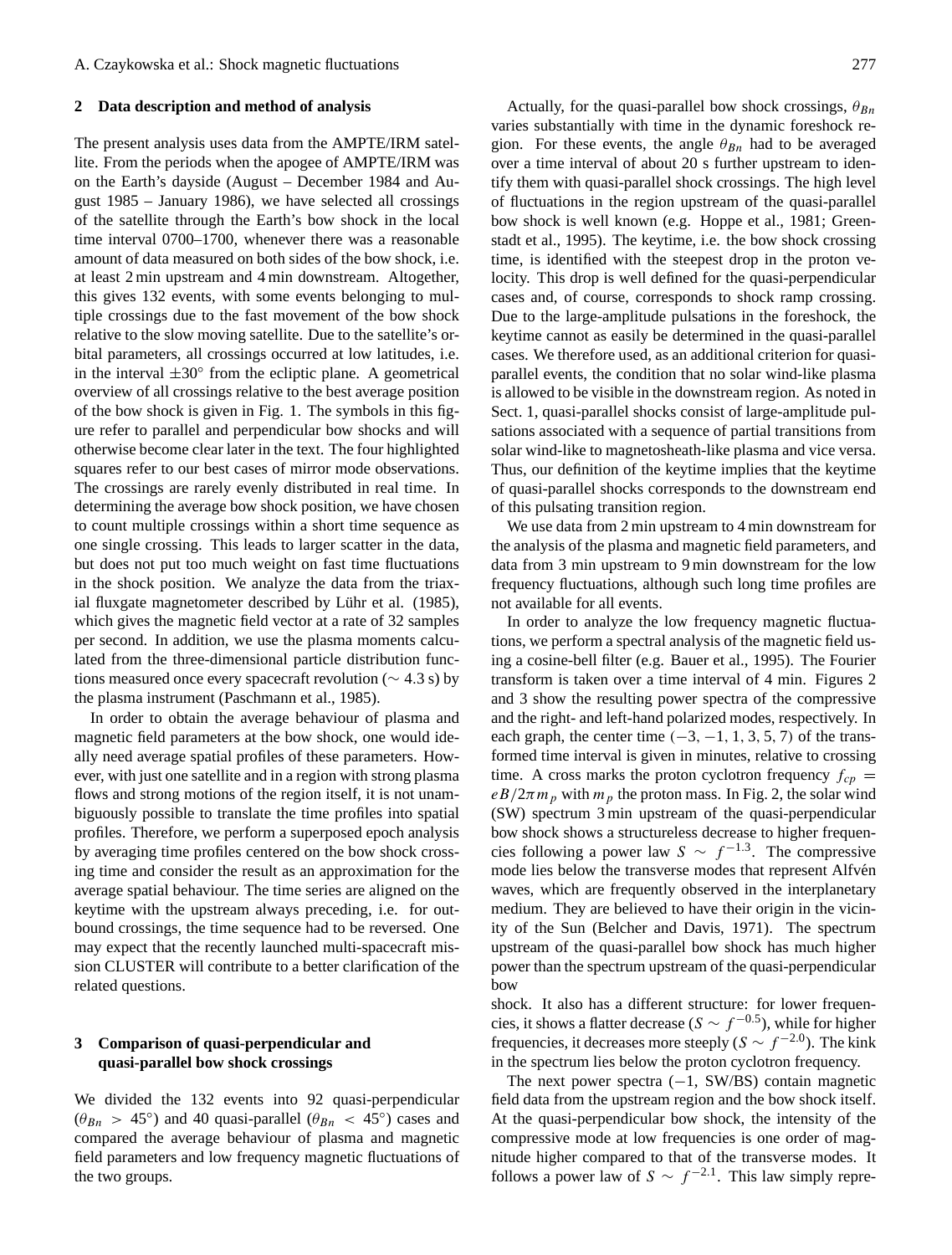## 2 Data description and method of analysis

The present analysis uses data from the AMPTE/IRM satellite. From the periods when the apogee of AMPTE/IRM was on the Earth's dayside (August – December 1984 and August 1985 – January 1986), we have selected all crossings of the satellite through the Earth's bow shock in the local time interval 0700–1700, whenever there was a reasonable amount of data measured on both sides of the bow shock, i.e. at least 2 min upstream and 4 min downstream. Altogether, this gives 132 events, with some events belonging to multiple crossings due to the fast movement of the bow shock relative to the slow moving satellite. Due to the satellite's orbital parameters, all crossings occurred at low latitudes, i.e. in the interval $\pm 30^{\circ}$ from the ecliptic plane. A geometrical overview of all crossings relative to the best average position of the bow shock is given in Fig. 1. The symbols in this figure refer to parallel and perpendicular bow shocks and will otherwise become clear later in the text. The four highlighted squares refer to our best cases of mirror mode observations. The crossings are rarely evenly distributed in real time. In determining the average bow shock position, we have chosen to count multiple crossings within a short time sequence as one single crossing. This leads to larger scatter in the data, but does not put too much weight on fast time fluctuations in the shock position. We analyze the data from the triaxial fluxgate magnetometer described by Lühr et al. (1985), which gives the magnetic field vector at a rate of 32 samples per second. In addition, we use the plasma moments calculated from the three-dimensional particle distribution functions measured once every spacecraft revolution ($\sim 4.3$ s) by the plasma instrument (Paschmann et al., 1985).

In order to obtain the average behaviour of plasma and magnetic field parameters at the bow shock, one would ideally need average spatial profiles of these parameters. However, with just one satellite and in a region with strong plasma flows and strong motions of the region itself, it is not unambiguously possible to translate the time profiles into spatial profiles. Therefore, we perform a superposed epoch analysis by averaging time profiles centered on the bow shock crossing time and consider the result as an approximation for the average spatial behaviour. The time series are aligned on the keytime with the upstream always preceding, i.e. for outbound crossings, the time sequence had to be reversed. One may expect that the recently launched multi-spacecraft mission CLUSTER will contribute to a better clarification of the related questions.

## 3 Comparison of quasi-perpendicular and quasi-parallel bow shock crossings

We divided the 132 events into 92 quasi-perpendicular ($\theta_{Bn} > 45^{\circ}$) and 40 quasi-parallel ($\theta_{Bn} < 45^{\circ}$) cases and compared the average behaviour of plasma and magnetic field parameters and low frequency magnetic fluctuations of the two groups.

Actually, for the quasi-parallel bow shock crossings, $\theta_{Bn}$ varies substantially with time in the dynamic foreshock region. For these events, the angle $\theta_{Bn}$ had to be averaged over a time interval of about 20 s further upstream to identify them with quasi-parallel shock crossings. The high level of fluctuations in the region upstream of the quasi-parallel bow shock is well known (e.g. Hoppe et al., 1981; Greenstadt et al., 1995). The keytime, i.e. the bow shock crossing time, is identified with the steepest drop in the proton velocity. This drop is well defined for the quasi-perpendicular cases and, of course, corresponds to shock ramp crossing. Due to the large-amplitude pulsations in the foreshock, the keytime cannot as easily be determined in the quasi-parallel cases. We therefore used, as an additional criterion for quasi-parallel events, the condition that no solar wind-like plasma is allowed to be visible in the downstream region. As noted in Sect. 1, quasi-parallel shocks consist of large-amplitude pulsations associated with a sequence of partial transitions from solar wind-like to magnetosheath-like plasma and vice versa. Thus, our definition of the keytime implies that the keytime of quasi-parallel shocks corresponds to the downstream end of this pulsating transition region.

We use data from 2 min upstream to 4 min downstream for the analysis of the plasma and magnetic field parameters, and data from 3 min upstream to 9 min downstream for the low frequency fluctuations, although such long time profiles are not available for all events.

In order to analyze the low frequency magnetic fluctuations, we perform a spectral analysis of the magnetic field using a cosine-bell filter (e.g. Bauer et al., 1995). The Fourier transform is taken over a time interval of 4 min. Figures 2 and 3 show the resulting power spectra of the compressive and the right- and left-hand polarized modes, respectively. In each graph, the center time ($-3, -1, 1, 3, 5, 7$) of the transformed time interval is given in minutes, relative to crossing time. A cross marks the proton cyclotron frequency $f_{cp} = eB/2\pi m_p$ with $m_p$ the proton mass. In Fig. 2, the solar wind (SW) spectrum 3 min upstream of the quasi-perpendicular bow shock shows a structureless decrease to higher frequencies following a power law $S \sim f^{-1.3}$. The compressive mode lies below the transverse modes that represent Alfvén waves, which are frequently observed in the interplanetary medium. They are believed to have their origin in the vicinity of the Sun (Belcher and Davis, 1971). The spectrum upstream of the quasi-parallel bow shock has much higher power than the spectrum upstream of the quasi-perpendicular bow shock. It also has a different structure: for lower frequencies, it shows a flatter decrease ($S \sim f^{-0.5}$), while for higher frequencies, it decreases more steeply ($S \sim f^{-2.0}$). The kink in the spectrum lies below the proton cyclotron frequency.

The next power spectra ($-1$, SW/BS) contain magnetic field data from the upstream region and the bow shock itself. At the quasi-perpendicular bow shock, the intensity of the compressive mode at low frequencies is one order of magnitude higher compared to that of the transverse modes. It follows a power law of $S \sim f^{-2.1}$. This law simply repre-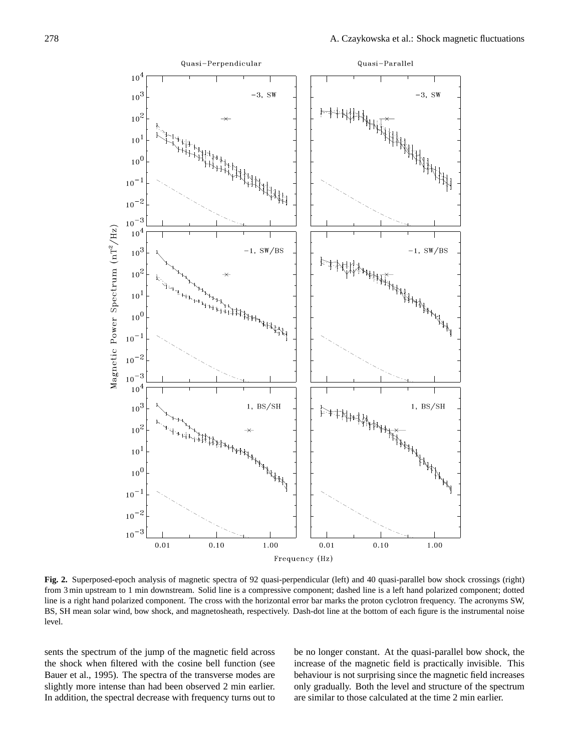**Fig. 2.** Superposed-epoch analysis of magnetic spectra of 92 quasi-perpendicular (left) and 40 quasi-parallel bow shock crossings (right) from 3 min upstream to 1 min downstream. Solid line is a compressive component; dashed line is a left hand polarized component; dotted line is a right hand polarized component. The cross with the horizontal error bar marks the proton cyclotron frequency. The acronyms SW, BS, SH mean solar wind, bow shock, and magnetosheath, respectively. Dash-dot line at the bottom of each figure is the instrumental noise level.

sents the spectrum of the jump of the magnetic field across the shock when filtered with the cosine bell function (see Bauer et al., 1995). The spectra of the transverse modes are slightly more intense than had been observed 2 min earlier. In addition, the spectral decrease with frequency turns out to be no longer constant. At the quasi-parallel bow shock, the increase of the magnetic field is practically invisible. This behaviour is not surprising since the magnetic field increases only gradually. Both the level and structure of the spectrum are similar to those calculated at the time 2 min earlier.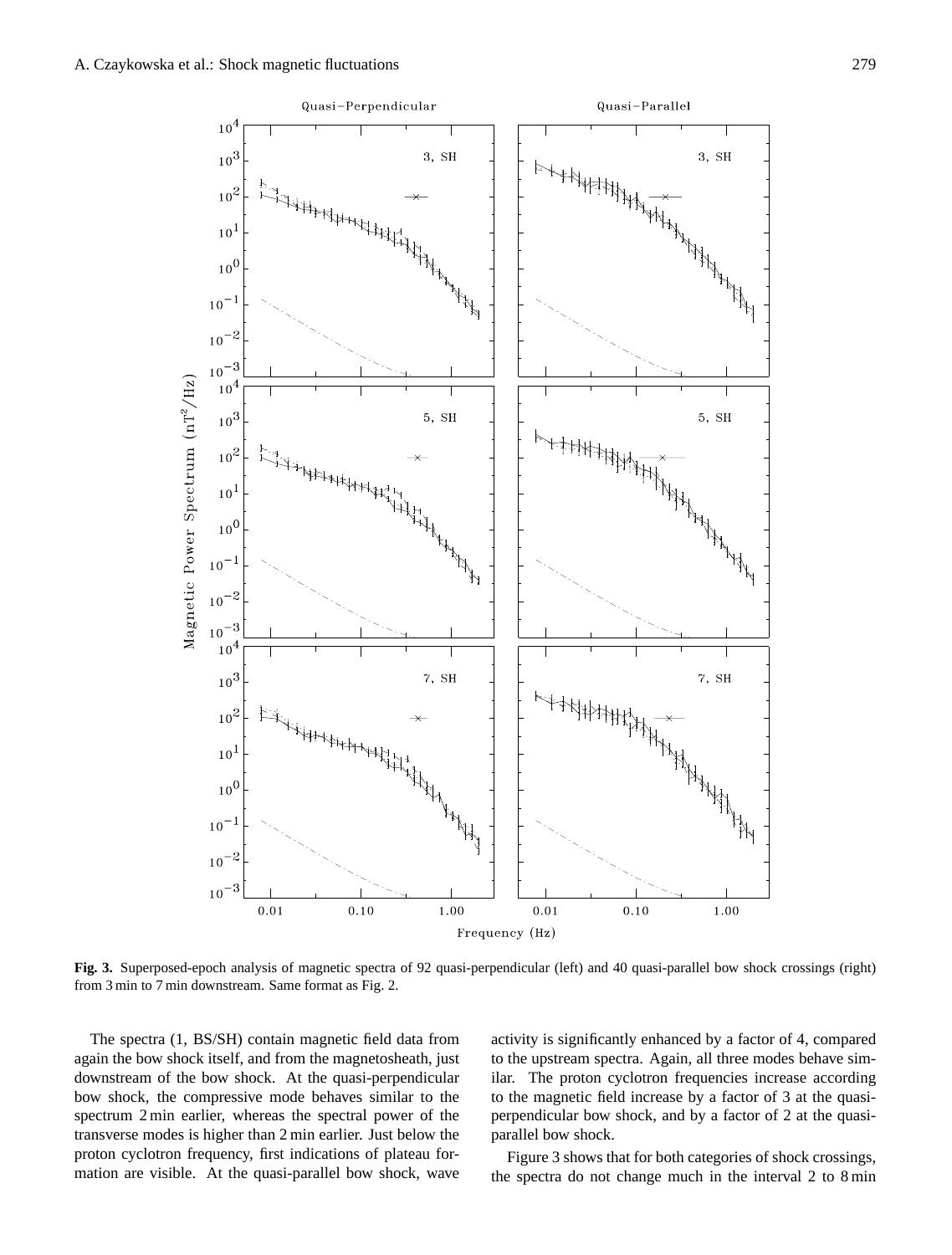**Fig. 3.** Superposed-epoch analysis of magnetic spectra of 92 quasi-perpendicular (left) and 40 quasi-parallel bow shock crossings (right) from 3 min to 7 min downstream. Same format as Fig. 2.

The spectra (1, BS/SH) contain magnetic field data from again the bow shock itself, and from the magnetosheath, just downstream of the bow shock. At the quasi-perpendicular bow shock, the compressive mode behaves similar to the spectrum 2 min earlier, whereas the spectral power of the transverse modes is higher than 2 min earlier. Just below the proton cyclotron frequency, first indications of plateau formation are visible. At the quasi-parallel bow shock, wave activity is significantly enhanced by a factor of 4, compared to the upstream spectra. Again, all three modes behave similar. The proton cyclotron frequencies increase according to the magnetic field increase by a factor of 3 at the quasi-perpendicular bow shock, and by a factor of 2 at the quasi-parallel bow shock.

Figure 3 shows that for both categories of shock crossings, the spectra do not change much in the interval 2 to 8 min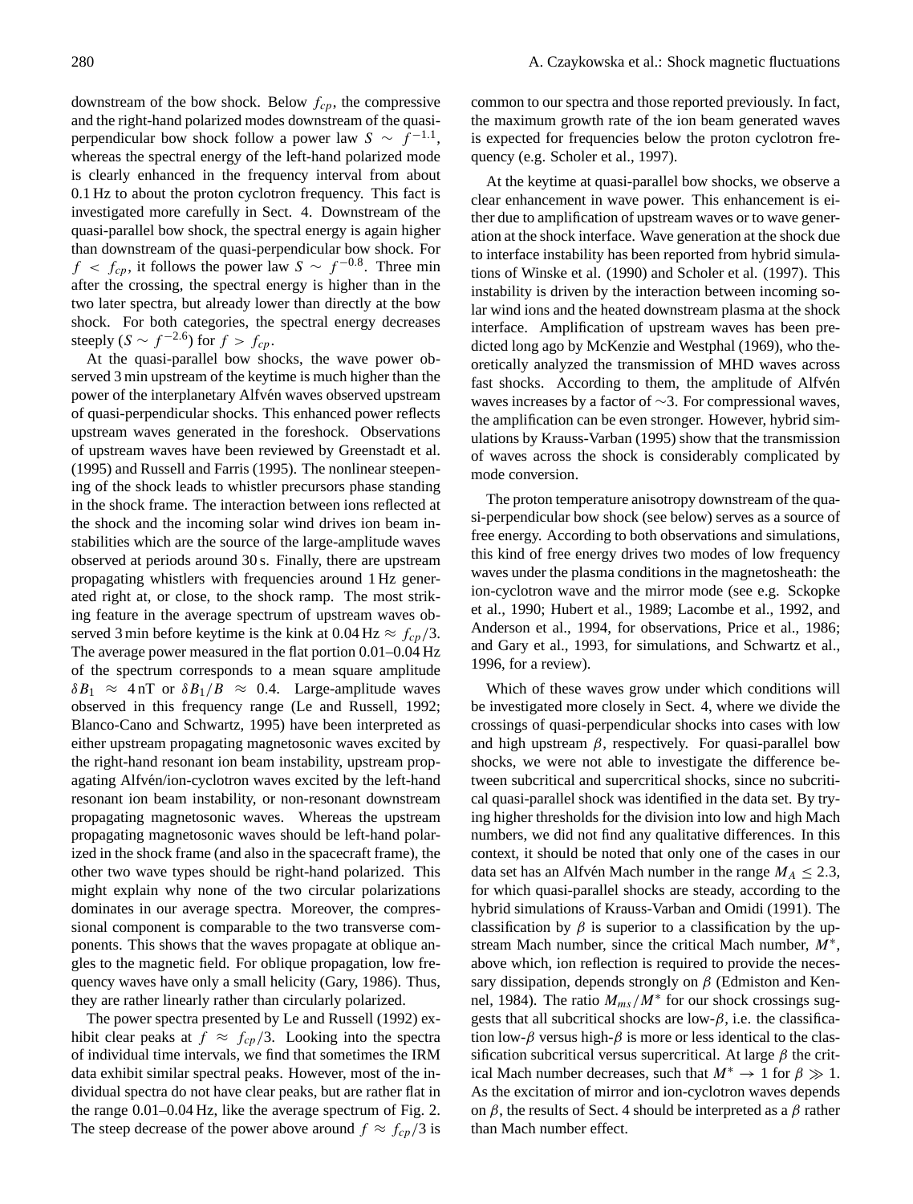downstream of the bow shock. Below $f_{cp}$, the compressive and the right-hand polarized modes downstream of the quasi-perpendicular bow shock follow a power law $S \sim f^{-1.1}$, whereas the spectral energy of the left-hand polarized mode is clearly enhanced in the frequency interval from about 0.1 Hz to about the proton cyclotron frequency. This fact is investigated more carefully in Sect. 4. Downstream of the quasi-parallel bow shock, the spectral energy is again higher than downstream of the quasi-perpendicular bow shock. For $f < f_{cp}$, it follows the power law $S \sim f^{-0.8}$. Three min after the crossing, the spectral energy is higher than in the two later spectra, but already lower than directly at the bow shock. For both categories, the spectral energy decreases steeply ($S \sim f^{-2.6}$) for $f > f_{cp}$.

At the quasi-parallel bow shocks, the wave power observed 3 min upstream of the keytime is much higher than the power of the interplanetary Alfvén waves observed upstream of quasi-perpendicular shocks. This enhanced power reflects upstream waves generated in the foreshock. Observations of upstream waves have been reviewed by Greenstadt et al. (1995) and Russell and Farris (1995). The nonlinear steepening of the shock leads to whistler precursors phase standing in the shock frame. The interaction between ions reflected at the shock and the incoming solar wind drives ion beam instabilities which are the source of the large-amplitude waves observed at periods around 30 s. Finally, there are upstream propagating whistlers with frequencies around 1 Hz generated right at, or close, to the shock ramp. The most striking feature in the average spectrum of upstream waves observed 3 min before keytime is the kink at 0.04 Hz $\approx f_{cp}/3$. The average power measured in the flat portion 0.01–0.04 Hz of the spectrum corresponds to a mean square amplitude $\delta B_1 \approx 4$ nT or $\delta B_1/B \approx 0.4$. Large-amplitude waves observed in this frequency range (Le and Russell, 1992; Blanco-Cano and Schwartz, 1995) have been interpreted as either upstream propagating magnetosonic waves excited by the right-hand resonant ion beam instability, upstream propagating Alfvén/ion-cyclotron waves excited by the left-hand resonant ion beam instability, or non-resonant downstream propagating magnetosonic waves. Whereas the upstream propagating magnetosonic waves should be left-hand polarized in the shock frame (and also in the spacecraft frame), the other two wave types should be right-hand polarized. This might explain why none of the two circular polarizations dominates in our average spectra. Moreover, the compressional component is comparable to the two transverse components. This shows that the waves propagate at oblique angles to the magnetic field. For oblique propagation, low frequency waves have only a small helicity (Gary, 1986). Thus, they are rather linearly rather than circularly polarized.

The power spectra presented by Le and Russell (1992) exhibit clear peaks at $f \approx f_{cp}/3$. Looking into the spectra of individual time intervals, we find that sometimes the IRM data exhibit similar spectral peaks. However, most of the individual spectra do not have clear peaks, but are rather flat in the range 0.01–0.04 Hz, like the average spectrum of Fig. 2. The steep decrease of the power above around $f \approx f_{cp}/3$ is common to our spectra and those reported previously. In fact, the maximum growth rate of the ion beam generated waves is expected for frequencies below the proton cyclotron frequency (e.g. Scholer et al., 1997).

At the keytime at quasi-parallel bow shocks, we observe a clear enhancement in wave power. This enhancement is either due to amplification of upstream waves or to wave generation at the shock interface. Wave generation at the shock due to interface instability has been reported from hybrid simulations of Winske et al. (1990) and Scholer et al. (1997). This instability is driven by the interaction between incoming solar wind ions and the heated downstream plasma at the shock interface. Amplification of upstream waves has been predicted long ago by McKenzie and Westphal (1969), who theoretically analyzed the transmission of MHD waves across fast shocks. According to them, the amplitude of Alfvén waves increases by a factor of $\sim$3. For compressional waves, the amplification can be even stronger. However, hybrid simulations by Krauss-Varban (1995) show that the transmission of waves across the shock is considerably complicated by mode conversion.

The proton temperature anisotropy downstream of the quasi-perpendicular bow shock (see below) serves as a source of free energy. According to both observations and simulations, this kind of free energy drives two modes of low frequency waves under the plasma conditions in the magnetosheath: the ion-cyclotron wave and the mirror mode (see e.g. Sckopke et al., 1990; Hubert et al., 1989; Lacombe et al., 1992, and Anderson et al., 1994, for observations, Price et al., 1986; and Gary et al., 1993, for simulations, and Schwartz et al., 1996, for a review).

Which of these waves grow under which conditions will be investigated more closely in Sect. 4, where we divide the crossings of quasi-perpendicular shocks into cases with low and high upstream $\beta$, respectively. For quasi-parallel bow shocks, we were not able to investigate the difference between subcritical and supercritical shocks, since no subcritical quasi-parallel shock was identified in the data set. By trying higher thresholds for the division into low and high Mach numbers, we did not find any qualitative differences. In this context, it should be noted that only one of the cases in our data set has an Alfvén Mach number in the range $M_A \leq 2.3$, for which quasi-parallel shocks are steady, according to the hybrid simulations of Krauss-Varban and Omidi (1991). The classification by $\beta$ is superior to a classification by the upstream Mach number, since the critical Mach number, $M^*$, above which, ion reflection is required to provide the necessary dissipation, depends strongly on $\beta$ (Edmiston and Kennel, 1984). The ratio $M_{ms}/M^*$ for our shock crossings suggests that all subcritical shocks are low-$\beta$, i.e. the classification low-$\beta$ versus high-$\beta$ is more or less identical to the classification subcritical versus supercritical. At large $\beta$ the critical Mach number decreases, such that $M^* \rightarrow 1$ for $\beta \gg 1$. As the excitation of mirror and ion-cyclotron waves depends on $\beta$, the results of Sect. 4 should be interpreted as a $\beta$ rather than Mach number effect.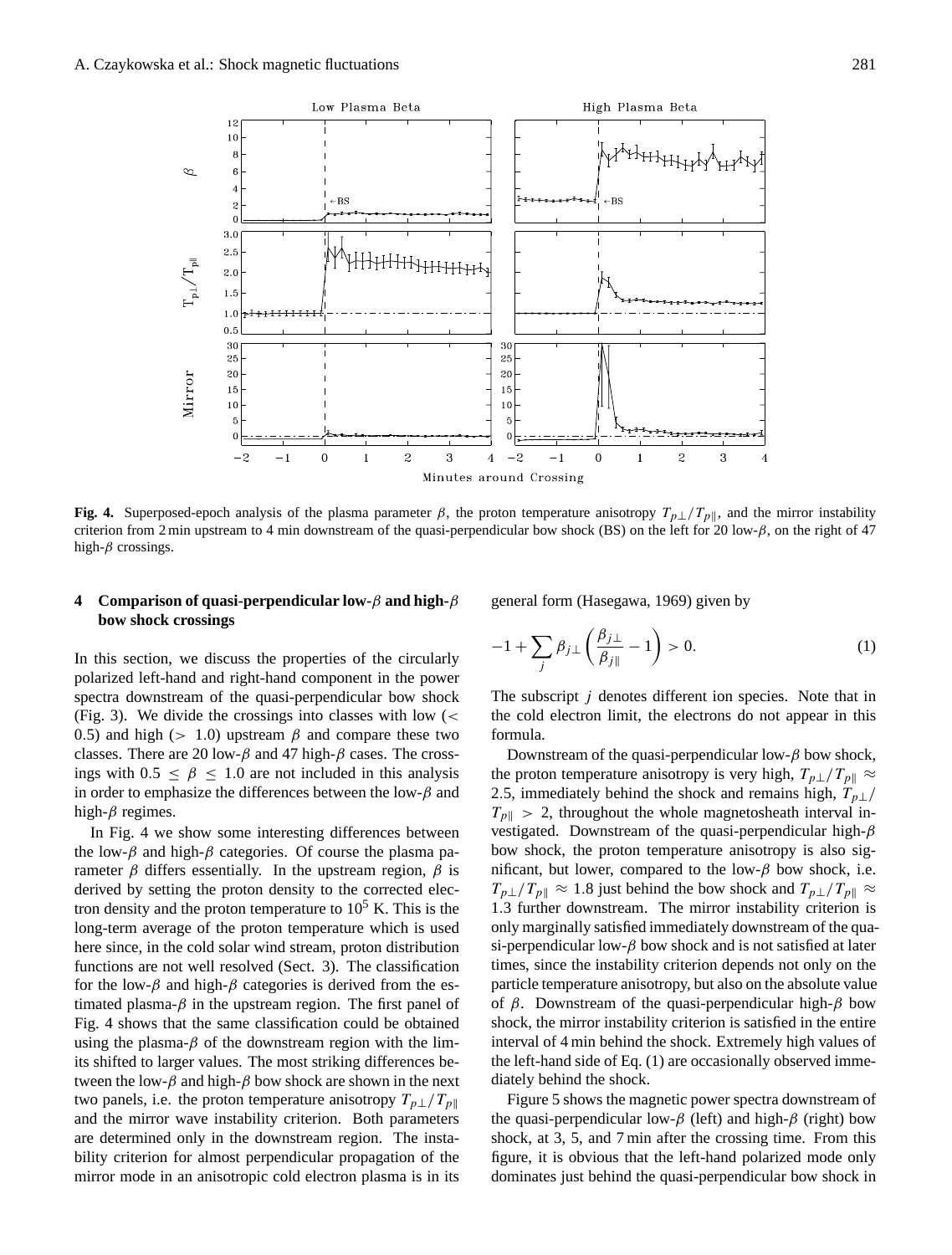Fig. 4. Superposed-epoch analysis of the plasma parameter $\beta$, the proton temperature anisotropy $T_{p\perp}/T_{p\|}$, and the mirror instability criterion from 2 min upstream to 4 min downstream of the quasi-perpendicular bow shock (BS) on the left for 20 low-$\beta$, on the right of 47 high-$\beta$ crossings.

## 4 Comparison of quasi-perpendicular low-$\beta$ and high-$\beta$ bow shock crossings

In this section, we discuss the properties of the circularly polarized left-hand and right-hand component in the power spectra downstream of the quasi-perpendicular bow shock (Fig. 3). We divide the crossings into classes with low ($<$ 0.5) and high ($>$ 1.0) upstream $\beta$ and compare these two classes. There are 20 low-$\beta$ and 47 high-$\beta$ cases. The crossings with $0.5 \leq \beta \leq 1.0$ are not included in this analysis in order to emphasize the differences between the low-$\beta$ and high-$\beta$ regimes.

In Fig. 4 we show some interesting differences between the low-$\beta$ and high-$\beta$ categories. Of course the plasma parameter $\beta$ differs essentially. In the upstream region, $\beta$ is derived by setting the proton density to the corrected electron density and the proton temperature to $10^5$ K. This is the long-term average of the proton temperature which is used here since, in the cold solar wind stream, proton distribution functions are not well resolved (Sect. 3). The classification for the low-$\beta$ and high-$\beta$ categories is derived from the estimated plasma-$\beta$ in the upstream region. The first panel of Fig. 4 shows that the same classification could be obtained using the plasma-$\beta$ of the downstream region with the limits shifted to larger values. The most striking differences between the low-$\beta$ and high-$\beta$ bow shock are shown in the next two panels, i.e. the proton temperature anisotropy $T_{p\perp}/T_{p\|}$ and the mirror wave instability criterion. Both parameters are determined only in the downstream region. The instability criterion for almost perpendicular propagation of the mirror mode in an anisotropic cold electron plasma is in its general form (Hasegawa, 1969) given by

$$-1 + \sum_j \beta_{j\perp} \left( \frac{\beta_{j\perp}}{\beta_{j\|}} - 1 \right) > 0. \tag{1}$$

The subscript $j$ denotes different ion species. Note that in the cold electron limit, the electrons do not appear in this formula.

Downstream of the quasi-perpendicular low-$\beta$ bow shock, the proton temperature anisotropy is very high, $T_{p\perp}/T_{p\|} \approx 2.5$, immediately behind the shock and remains high, $T_{p\perp}/T_{p\|} > 2$, throughout the whole magnetosheath interval investigated. Downstream of the quasi-perpendicular high-$\beta$ bow shock, the proton temperature anisotropy is also significant, but lower, compared to the low-$\beta$ bow shock, i.e. $T_{p\perp}/T_{p\|} \approx 1.8$ just behind the bow shock and $T_{p\perp}/T_{p\|} \approx 1.3$ further downstream. The mirror instability criterion is only marginally satisfied immediately downstream of the quasi-perpendicular low-$\beta$ bow shock and is not satisfied at later times, since the instability criterion depends not only on the particle temperature anisotropy, but also on the absolute value of $\beta$. Downstream of the quasi-perpendicular high-$\beta$ bow shock, the mirror instability criterion is satisfied in the entire interval of 4 min behind the shock. Extremely high values of the left-hand side of Eq. (1) are occasionally observed immediately behind the shock.

Figure 5 shows the magnetic power spectra downstream of the quasi-perpendicular low-$\beta$ (left) and high-$\beta$ (right) bow shock, at 3, 5, and 7 min after the crossing time. From this figure, it is obvious that the left-hand polarized mode only dominates just behind the quasi-perpendicular bow shock in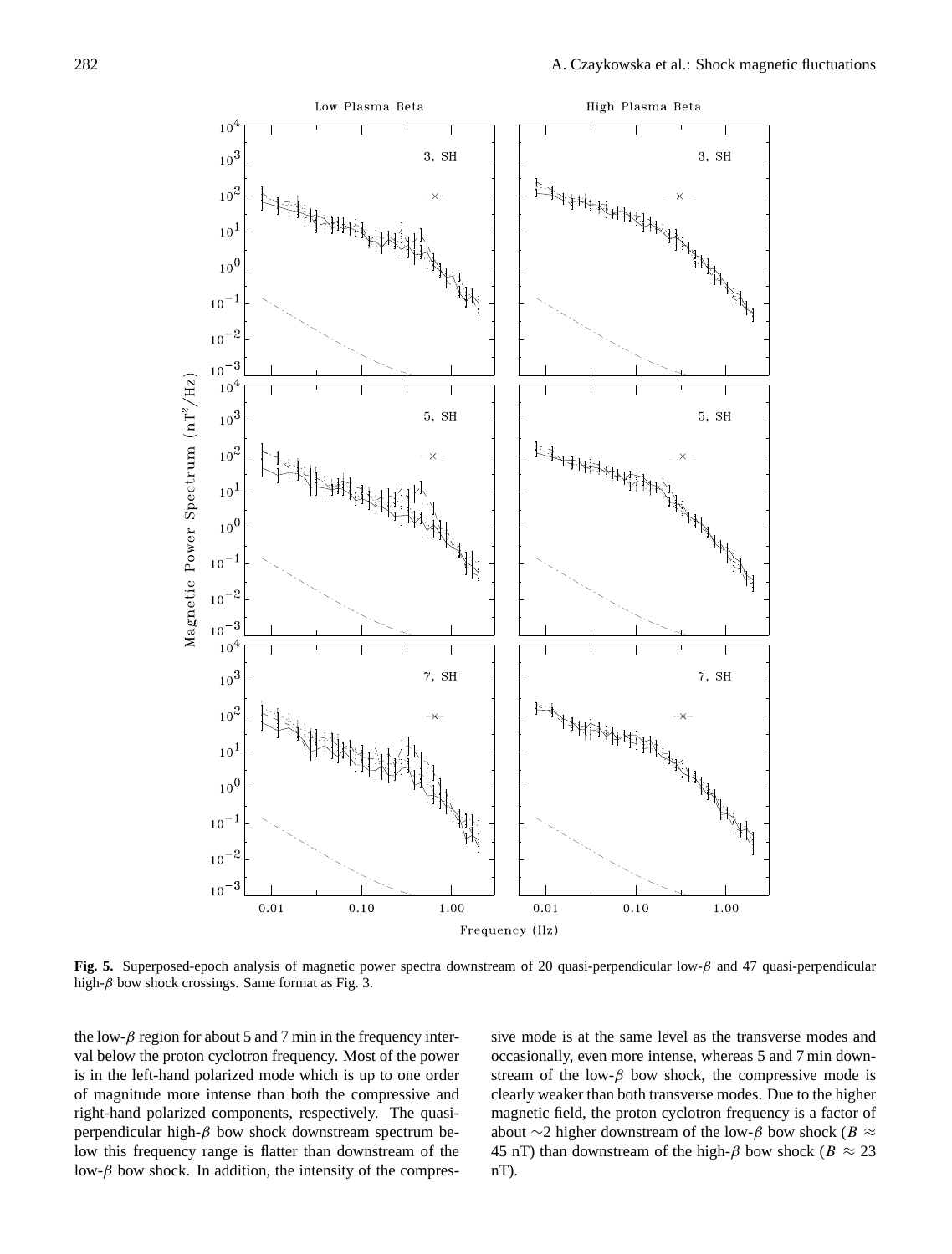**Fig. 5.** Superposed-epoch analysis of magnetic power spectra downstream of 20 quasi-perpendicular low-$\beta$ and 47 quasi-perpendicular high-$\beta$ bow shock crossings. Same format as Fig. 3.

the low-$\beta$ region for about 5 and 7 min in the frequency interval below the proton cyclotron frequency. Most of the power is in the left-hand polarized mode which is up to one order of magnitude more intense than both the compressive and right-hand polarized components, respectively. The quasi-perpendicular high-$\beta$ bow shock downstream spectrum below this frequency range is flatter than downstream of the low-$\beta$ bow shock. In addition, the intensity of the compressive mode is at the same level as the transverse modes and occasionally, even more intense, whereas 5 and 7 min downstream of the low-$\beta$ bow shock, the compressive mode is clearly weaker than both transverse modes. Due to the higher magnetic field, the proton cyclotron frequency is a factor of about $\sim$2 higher downstream of the low-$\beta$ bow shock ($B \approx$ 45 nT) than downstream of the high-$\beta$ bow shock ($B \approx 23$ nT).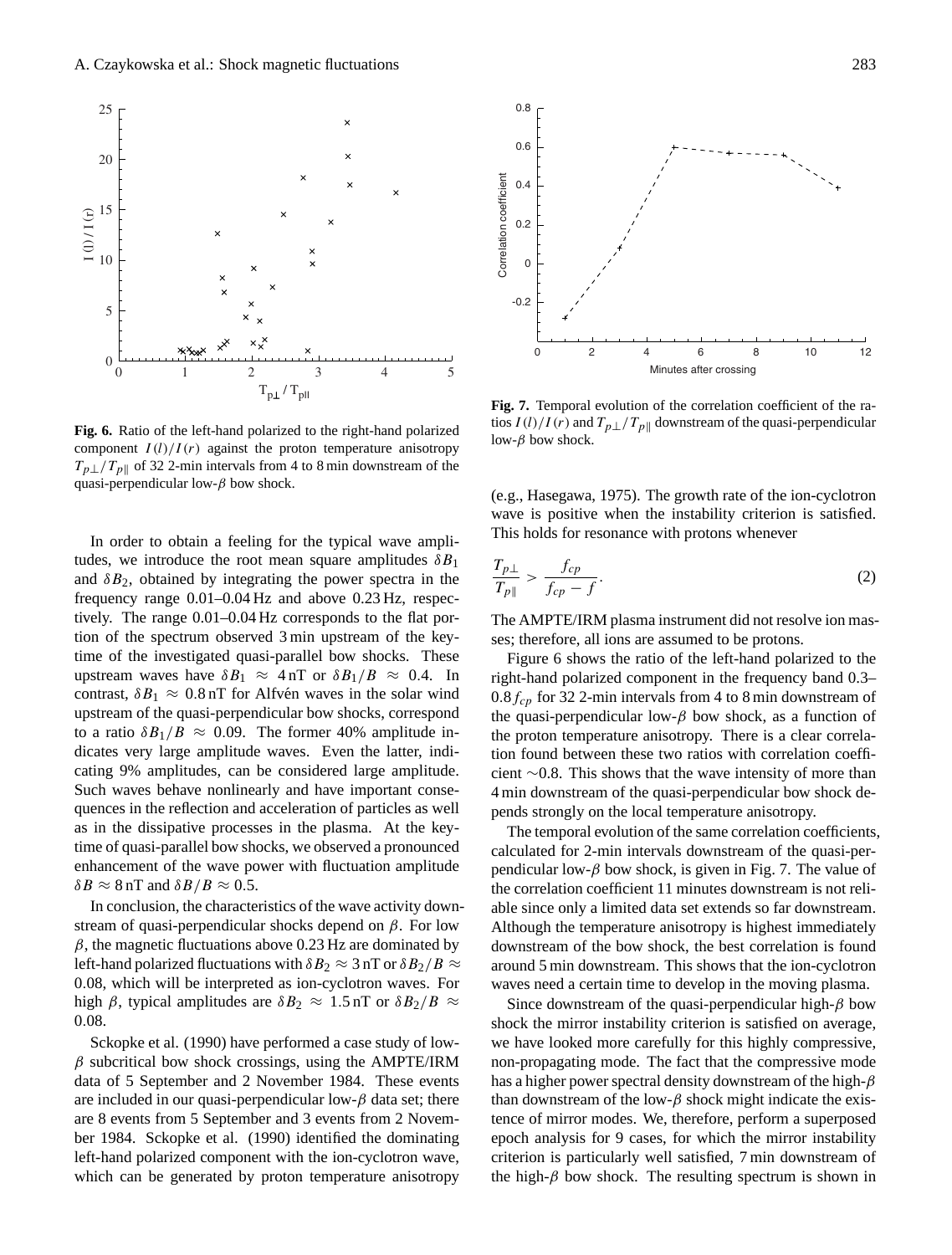**Fig. 6.** Ratio of the left-hand polarized to the right-hand polarized component $I(l)/I(r)$ against the proton temperature anisotropy $T_{p\perp}/T_{p\|}$ of 32 2-min intervals from 4 to 8 min downstream of the quasi-perpendicular low-$\beta$ bow shock.

**Fig. 7.** Temporal evolution of the correlation coefficient of the ratios $I(l)/I(r)$ and $T_{p\perp}/T_{p\|}$ downstream of the quasi-perpendicular low-$\beta$ bow shock.

In order to obtain a feeling for the typical wave amplitudes, we introduce the root mean square amplitudes $\delta B_1$ and $\delta B_2$, obtained by integrating the power spectra in the frequency range 0.01–0.04 Hz and above 0.23 Hz, respectively. The range 0.01–0.04 Hz corresponds to the flat portion of the spectrum observed 3 min upstream of the key-time of the investigated quasi-parallel bow shocks. These upstream waves have $\delta B_1 \approx 4\,\text{nT}$ or $\delta B_1/B \approx 0.4$. In contrast, $\delta B_1 \approx 0.8\,\text{nT}$ for Alfvén waves in the solar wind upstream of the quasi-perpendicular bow shocks, correspond to a ratio $\delta B_1/B \approx 0.09$. The former 40% amplitude indicates very large amplitude waves. Even the latter, indicating 9% amplitudes, can be considered large amplitude. Such waves behave nonlinearly and have important consequences in the reflection and acceleration of particles as well as in the dissipative processes in the plasma. At the key-time of quasi-parallel bow shocks, we observed a pronounced enhancement of the wave power with fluctuation amplitude $\delta B \approx 8\,\text{nT}$ and $\delta B/B \approx 0.5$.

In conclusion, the characteristics of the wave activity downstream of quasi-perpendicular shocks depend on $\beta$. For low $\beta$, the magnetic fluctuations above 0.23 Hz are dominated by left-hand polarized fluctuations with $\delta B_2 \approx 3\,\text{nT}$ or $\delta B_2/B \approx 0.08$, which will be interpreted as ion-cyclotron waves. For high $\beta$, typical amplitudes are $\delta B_2 \approx 1.5\,\text{nT}$ or $\delta B_2/B \approx 0.08$.

Sckopke et al. (1990) have performed a case study of low-$\beta$ subcritical bow shock crossings, using the AMPTE/IRM data of 5 September and 2 November 1984. These events are included in our quasi-perpendicular low-$\beta$ data set; there are 8 events from 5 September and 3 events from 2 November 1984. Sckopke et al. (1990) identified the dominating left-hand polarized component with the ion-cyclotron wave, which can be generated by proton temperature anisotropy (e.g., Hasegawa, 1975). The growth rate of the ion-cyclotron wave is positive when the instability criterion is satisfied. This holds for resonance with protons whenever

$$\frac{T_{p\perp}}{T_{p\|}} > \frac{f_{cp}}{f_{cp} - f}. \tag{2}$$

The AMPTE/IRM plasma instrument did not resolve ion masses; therefore, all ions are assumed to be protons.

Figure 6 shows the ratio of the left-hand polarized to the right-hand polarized component in the frequency band 0.3–$0.8\,f_{cp}$ for 32 2-min intervals from 4 to 8 min downstream of the quasi-perpendicular low-$\beta$ bow shock, as a function of the proton temperature anisotropy. There is a clear correlation found between these two ratios with correlation coefficient ~0.8. This shows that the wave intensity of more than 4 min downstream of the quasi-perpendicular bow shock depends strongly on the local temperature anisotropy.

The temporal evolution of the same correlation coefficients, calculated for 2-min intervals downstream of the quasi-perpendicular low-$\beta$ bow shock, is given in Fig. 7. The value of the correlation coefficient 11 minutes downstream is not reliable since only a limited data set extends so far downstream. Although the temperature anisotropy is highest immediately downstream of the bow shock, the best correlation is found around 5 min downstream. This shows that the ion-cyclotron waves need a certain time to develop in the moving plasma.

Since downstream of the quasi-perpendicular high-$\beta$ bow shock the mirror instability criterion is satisfied on average, we have looked more carefully for this highly compressive, non-propagating mode. The fact that the compressive mode has a higher power spectral density downstream of the high-$\beta$ than downstream of the low-$\beta$ shock might indicate the existence of mirror modes. We, therefore, perform a superposed epoch analysis for 9 cases, for which the mirror instability criterion is particularly well satisfied, 7 min downstream of the high-$\beta$ bow shock. The resulting spectrum is shown in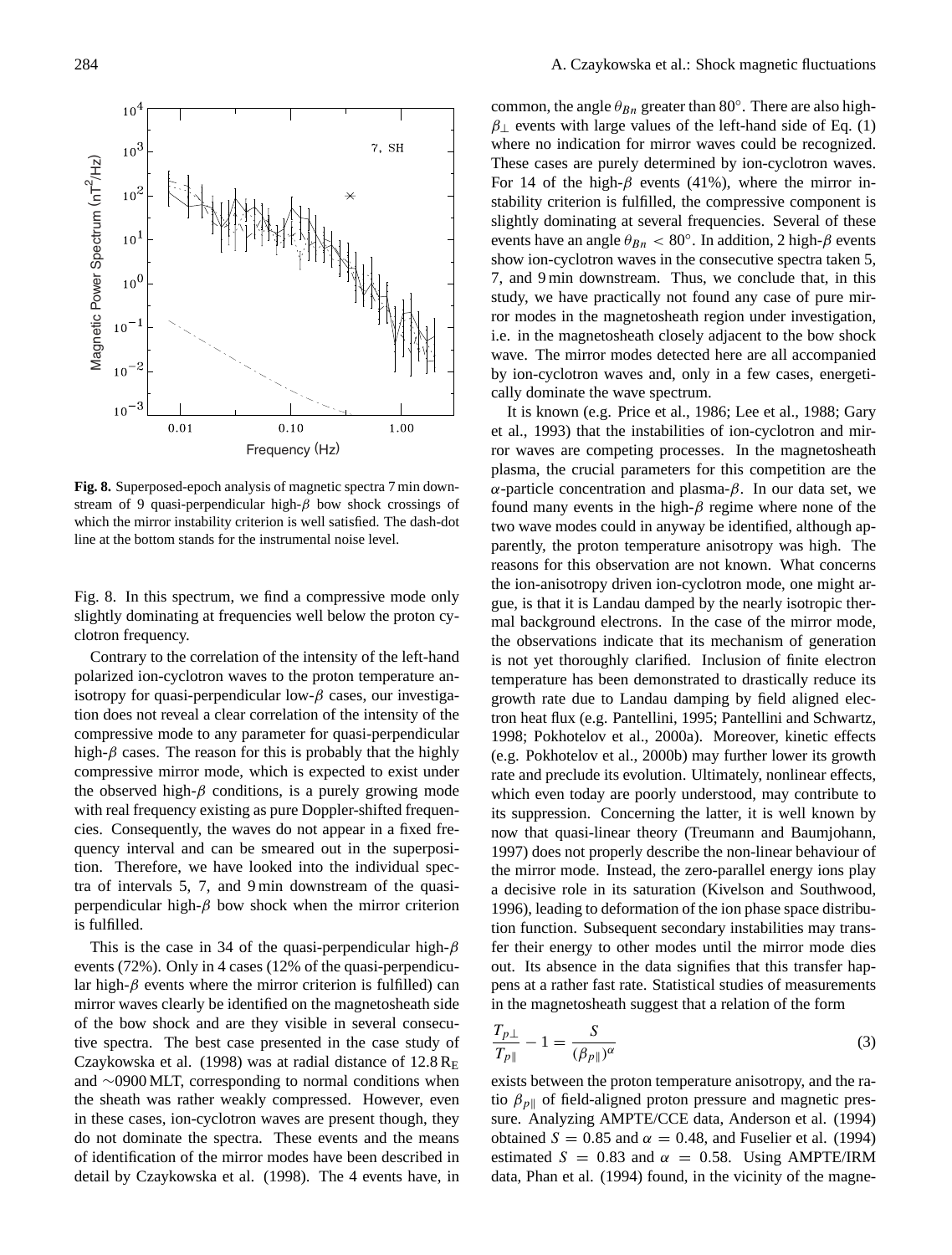**Fig. 8.** Superposed-epoch analysis of magnetic spectra 7 min downstream of 9 quasi-perpendicular high-$\beta$ bow shock crossings of which the mirror instability criterion is well satisfied. The dash-dot line at the bottom stands for the instrumental noise level.

Fig. 8. In this spectrum, we find a compressive mode only slightly dominating at frequencies well below the proton cyclotron frequency.

Contrary to the correlation of the intensity of the left-hand polarized ion-cyclotron waves to the proton temperature anisotropy for quasi-perpendicular low-$\beta$ cases, our investigation does not reveal a clear correlation of the intensity of the compressive mode to any parameter for quasi-perpendicular high-$\beta$ cases. The reason for this is probably that the highly compressive mirror mode, which is expected to exist under the observed high-$\beta$ conditions, is a purely growing mode with real frequency existing as pure Doppler-shifted frequencies. Consequently, the waves do not appear in a fixed frequency interval and can be smeared out in the superposition. Therefore, we have looked into the individual spectra of intervals 5, 7, and 9 min downstream of the quasi-perpendicular high-$\beta$ bow shock when the mirror criterion is fulfilled.

This is the case in 34 of the quasi-perpendicular high-$\beta$ events (72%). Only in 4 cases (12% of the quasi-perpendicular high-$\beta$ events where the mirror criterion is fulfilled) can mirror waves clearly be identified on the magnetosheath side of the bow shock and are they visible in several consecutive spectra. The best case presented in the case study of Czaykowska et al. (1998) was at radial distance of 12.8 $R_E$ and ~0900 MLT, corresponding to normal conditions when the sheath was rather weakly compressed. However, even in these cases, ion-cyclotron waves are present though, they do not dominate the spectra. These events and the means of identification of the mirror modes have been described in detail by Czaykowska et al. (1998). The 4 events have, in common, the angle $\theta_{Bn}$ greater than 80°. There are also high-$\beta_\perp$ events with large values of the left-hand side of Eq. (1) where no indication for mirror waves could be recognized. These cases are purely determined by ion-cyclotron waves. For 14 of the high-$\beta$ events (41%), where the mirror instability criterion is fulfilled, the compressive component is slightly dominating at several frequencies. Several of these events have an angle $\theta_{Bn} < 80°$. In addition, 2 high-$\beta$ events show ion-cyclotron waves in the consecutive spectra taken 5, 7, and 9 min downstream. Thus, we conclude that, in this study, we have practically not found any case of pure mirror modes in the magnetosheath region under investigation, i.e. in the magnetosheath closely adjacent to the bow shock wave. The mirror modes detected here are all accompanied by ion-cyclotron waves and, only in a few cases, energetically dominate the wave spectrum.

It is known (e.g. Price et al., 1986; Lee et al., 1988; Gary et al., 1993) that the instabilities of ion-cyclotron and mirror waves are competing processes. In the magnetosheath plasma, the crucial parameters for this competition are the $\alpha$-particle concentration and plasma-$\beta$. In our data set, we found many events in the high-$\beta$ regime where none of the two wave modes could in anyway be identified, although apparently, the proton temperature anisotropy was high. The reasons for this observation are not known. What concerns the ion-anisotropy driven ion-cyclotron mode, one might argue, is that it is Landau damped by the nearly isotropic thermal background electrons. In the case of the mirror mode, the observations indicate that its mechanism of generation is not yet thoroughly clarified. Inclusion of finite electron temperature has been demonstrated to drastically reduce its growth rate due to Landau damping by field aligned electron heat flux (e.g. Pantellini, 1995; Pantellini and Schwartz, 1998; Pokhotelov et al., 2000a). Moreover, kinetic effects (e.g. Pokhotelov et al., 2000b) may further lower its growth rate and preclude its evolution. Ultimately, nonlinear effects, which even today are poorly understood, may contribute to its suppression. Concerning the latter, it is well known by now that quasi-linear theory (Treumann and Baumjohann, 1997) does not properly describe the non-linear behaviour of the mirror mode. Instead, the zero-parallel energy ions play a decisive role in its saturation (Kivelson and Southwood, 1996), leading to deformation of the ion phase space distribution function. Subsequent secondary instabilities may transfer their energy to other modes until the mirror mode dies out. Its absence in the data signifies that this transfer happens at a rather fast rate. Statistical studies of measurements in the magnetosheath suggest that a relation of the form

$$\frac{T_{p\perp}}{T_{p\parallel}} - 1 = \frac{S}{(\beta_{p\parallel})^{\alpha}} \tag{3}$$

exists between the proton temperature anisotropy, and the ratio $\beta_{p\parallel}$ of field-aligned proton pressure and magnetic pressure. Analyzing AMPTE/CCE data, Anderson et al. (1994) obtained $S = 0.85$ and $\alpha = 0.48$, and Fuselier et al. (1994) estimated $S = 0.83$ and $\alpha = 0.58$. Using AMPTE/IRM data, Phan et al. (1994) found, in the vicinity of the magne-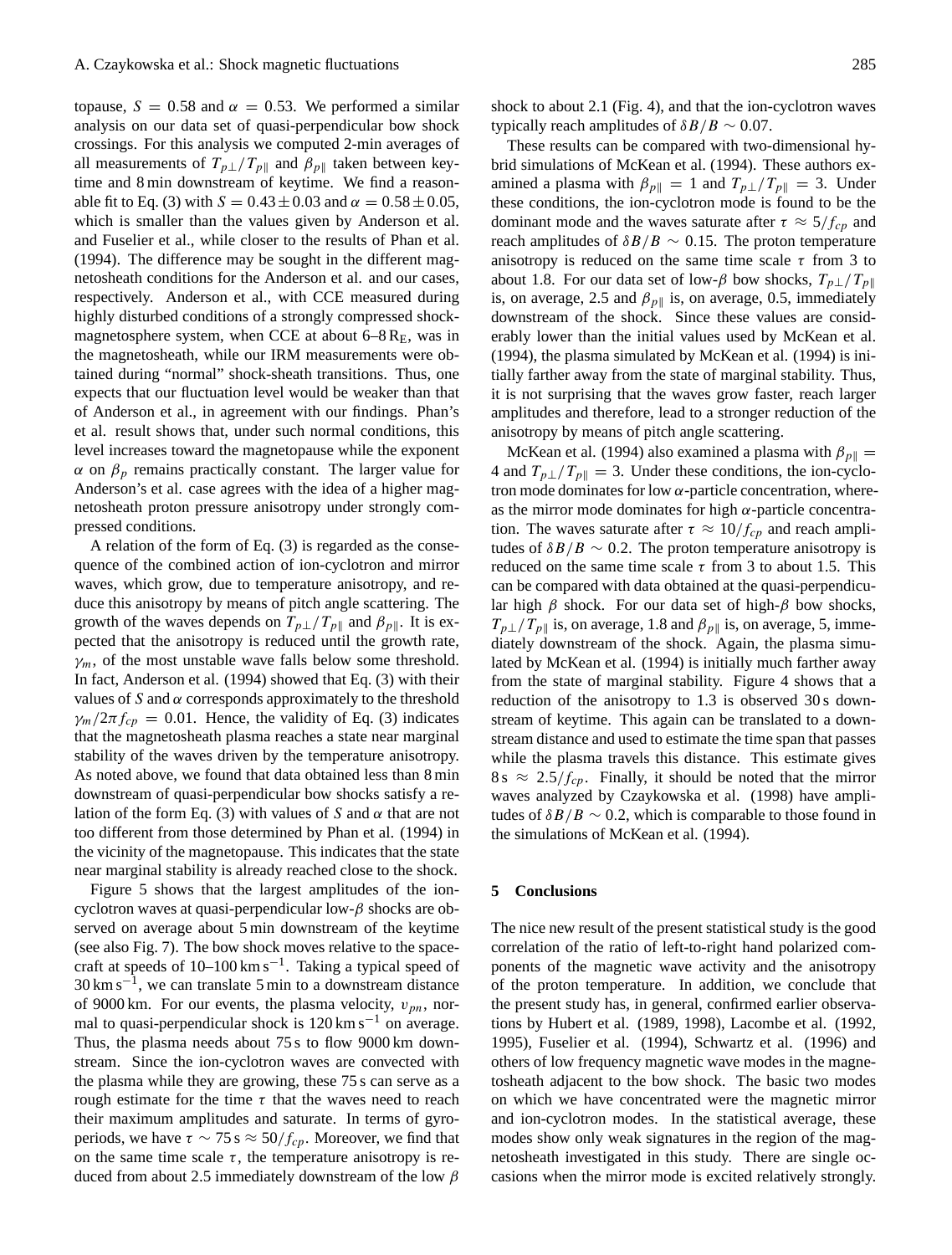topause, $S = 0.58$ and $\alpha = 0.53$. We performed a similar analysis on our data set of quasi-perpendicular bow shock crossings. For this analysis we computed 2-min averages of all measurements of $T_{p\perp}/T_{p\parallel}$ and $\beta_{p\parallel}$ taken between keytime and 8 min downstream of keytime. We find a reasonable fit to Eq. (3) with $S = 0.43 \pm 0.03$ and $\alpha = 0.58 \pm 0.05$, which is smaller than the values given by Anderson et al. and Fuselier et al., while closer to the results of Phan et al. (1994). The difference may be sought in the different magnetosheath conditions for the Anderson et al. and our cases, respectively. Anderson et al., with CCE measured during highly disturbed conditions of a strongly compressed shock-magnetosphere system, when CCE at about 6–8 $R_E$, was in the magnetosheath, while our IRM measurements were obtained during "normal" shock-sheath transitions. Thus, one expects that our fluctuation level would be weaker than that of Anderson et al., in agreement with our findings. Phan's et al. result shows that, under such normal conditions, this level increases toward the magnetopause while the exponent $\alpha$ on $\beta_p$ remains practically constant. The larger value for Anderson's et al. case agrees with the idea of a higher magnetosheath proton pressure anisotropy under strongly compressed conditions.

A relation of the form of Eq. (3) is regarded as the consequence of the combined action of ion-cyclotron and mirror waves, which grow, due to temperature anisotropy, and reduce this anisotropy by means of pitch angle scattering. The growth of the waves depends on $T_{p\perp}/T_{p\parallel}$ and $\beta_{p\parallel}$. It is expected that the anisotropy is reduced until the growth rate, $\gamma_m$, of the most unstable wave falls below some threshold. In fact, Anderson et al. (1994) showed that Eq. (3) with their values of $S$ and $\alpha$ corresponds approximately to the threshold $\gamma_m/2\pi f_{cp} = 0.01$. Hence, the validity of Eq. (3) indicates that the magnetosheath plasma reaches a state near marginal stability of the waves driven by the temperature anisotropy. As noted above, we found that data obtained less than 8 min downstream of quasi-perpendicular bow shocks satisfy a relation of the form Eq. (3) with values of $S$ and $\alpha$ that are not too different from those determined by Phan et al. (1994) in the vicinity of the magnetopause. This indicates that the state near marginal stability is already reached close to the shock.

Figure 5 shows that the largest amplitudes of the ion-cyclotron waves at quasi-perpendicular low-$\beta$ shocks are observed on average about 5 min downstream of the keytime (see also Fig. 7). The bow shock moves relative to the spacecraft at speeds of 10–100 $\mathrm{km\,s^{-1}}$. Taking a typical speed of 30 $\mathrm{km\,s^{-1}}$, we can translate 5 min to a downstream distance of 9000 km. For our events, the plasma velocity, $v_{pn}$, normal to quasi-perpendicular shock is 120 $\mathrm{km\,s^{-1}}$ on average. Thus, the plasma needs about 75 s to flow 9000 km downstream. Since the ion-cyclotron waves are convected with the plasma while they are growing, these 75 s can serve as a rough estimate for the time $\tau$ that the waves need to reach their maximum amplitudes and saturate. In terms of gyroperiods, we have $\tau \sim 75\,\mathrm{s} \approx 50/f_{cp}$. Moreover, we find that on the same time scale $\tau$, the temperature anisotropy is reduced from about 2.5 immediately downstream of the low $\beta$ shock to about 2.1 (Fig. 4), and that the ion-cyclotron waves typically reach amplitudes of $\delta B/B \sim 0.07$.

These results can be compared with two-dimensional hybrid simulations of McKean et al. (1994). These authors examined a plasma with $\beta_{p\parallel} = 1$ and $T_{p\perp}/T_{p\parallel} = 3$. Under these conditions, the ion-cyclotron mode is found to be the dominant mode and the waves saturate after $\tau \approx 5/f_{cp}$ and reach amplitudes of $\delta B/B \sim 0.15$. The proton temperature anisotropy is reduced on the same time scale $\tau$ from 3 to about 1.8. For our data set of low-$\beta$ bow shocks, $T_{p\perp}/T_{p\parallel}$ is, on average, 2.5 and $\beta_{p\parallel}$ is, on average, 0.5, immediately downstream of the shock. Since these values are considerably lower than the initial values used by McKean et al. (1994), the plasma simulated by McKean et al. (1994) is initially farther away from the state of marginal stability. Thus, it is not surprising that the waves grow faster, reach larger amplitudes and therefore, lead to a stronger reduction of the anisotropy by means of pitch angle scattering.

McKean et al. (1994) also examined a plasma with $\beta_{p\parallel} = 4$ and $T_{p\perp}/T_{p\parallel} = 3$. Under these conditions, the ion-cyclotron mode dominates for low $\alpha$-particle concentration, whereas the mirror mode dominates for high $\alpha$-particle concentration. The waves saturate after $\tau \approx 10/f_{cp}$ and reach amplitudes of $\delta B/B \sim 0.2$. The proton temperature anisotropy is reduced on the same time scale $\tau$ from 3 to about 1.5. This can be compared with data obtained at the quasi-perpendicular high $\beta$ shock. For our data set of high-$\beta$ bow shocks, $T_{p\perp}/T_{p\parallel}$ is, on average, 1.8 and $\beta_{p\parallel}$ is, on average, 5, immediately downstream of the shock. Again, the plasma simulated by McKean et al. (1994) is initially much farther away from the state of marginal stability. Figure 4 shows that a reduction of the anisotropy to 1.3 is observed 30 s downstream of keytime. This again can be translated to a downstream distance and used to estimate the time span that passes while the plasma travels this distance. This estimate gives $8\,\mathrm{s} \approx 2.5/f_{cp}$. Finally, it should be noted that the mirror waves analyzed by Czaykowska et al. (1998) have amplitudes of $\delta B/B \sim 0.2$, which is comparable to those found in the simulations of McKean et al. (1994).

## 5 Conclusions

The nice new result of the present statistical study is the good correlation of the ratio of left-to-right hand polarized components of the magnetic wave activity and the anisotropy of the proton temperature. In addition, we conclude that the present study has, in general, confirmed earlier observations by Hubert et al. (1989, 1998), Lacombe et al. (1992, 1995), Fuselier et al. (1994), Schwartz et al. (1996) and others of low frequency magnetic wave modes in the magnetosheath adjacent to the bow shock. The basic two modes on which we have concentrated were the magnetic mirror and ion-cyclotron modes. In the statistical average, these modes show only weak signatures in the region of the magnetosheath investigated in this study. There are single occasions when the mirror mode is excited relatively strongly.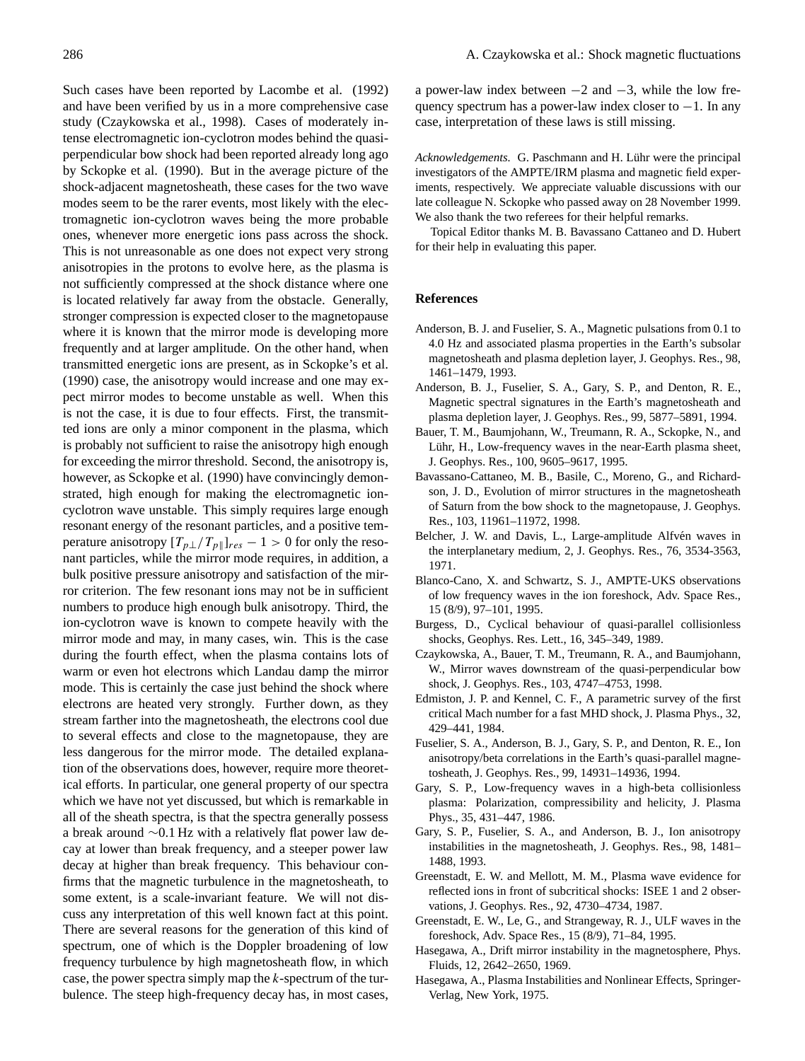Such cases have been reported by Lacombe et al. (1992) and have been verified by us in a more comprehensive case study (Czaykowska et al., 1998). Cases of moderately intense electromagnetic ion-cyclotron modes behind the quasi-perpendicular bow shock had been reported already long ago by Sckopke et al. (1990). But in the average picture of the shock-adjacent magnetosheath, these cases for the two wave modes seem to be the rarer events, most likely with the electromagnetic ion-cyclotron waves being the more probable ones, whenever more energetic ions pass across the shock. This is not unreasonable as one does not expect very strong anisotropies in the protons to evolve here, as the plasma is not sufficiently compressed at the shock distance where one is located relatively far away from the obstacle. Generally, stronger compression is expected closer to the magnetopause where it is known that the mirror mode is developing more frequently and at larger amplitude. On the other hand, when transmitted energetic ions are present, as in Sckopke's et al. (1990) case, the anisotropy would increase and one may expect mirror modes to become unstable as well. When this is not the case, it is due to four effects. First, the transmitted ions are only a minor component in the plasma, which is probably not sufficient to raise the anisotropy high enough for exceeding the mirror threshold. Second, the anisotropy is, however, as Sckopke et al. (1990) have convincingly demonstrated, high enough for making the electromagnetic ion-cyclotron wave unstable. This simply requires large enough resonant energy of the resonant particles, and a positive temperature anisotropy $[T_{p\perp}/T_{p\|}]_{res} - 1 > 0$ for only the resonant particles, while the mirror mode requires, in addition, a bulk positive pressure anisotropy and satisfaction of the mirror criterion. The few resonant ions may not be in sufficient numbers to produce high enough bulk anisotropy. Third, the ion-cyclotron wave is known to compete heavily with the mirror mode and may, in many cases, win. This is the case during the fourth effect, when the plasma contains lots of warm or even hot electrons which Landau damp the mirror mode. This is certainly the case just behind the shock where electrons are heated very strongly. Further down, as they stream farther into the magnetosheath, the electrons cool due to several effects and close to the magnetopause, they are less dangerous for the mirror mode. The detailed explanation of the observations does, however, require more theoretical efforts. In particular, one general property of our spectra which we have not yet discussed, but which is remarkable in all of the sheath spectra, is that the spectra generally possess a break around $\sim$0.1 Hz with a relatively flat power law decay at lower than break frequency, and a steeper power law decay at higher than break frequency. This behaviour confirms that the magnetic turbulence in the magnetosheath, to some extent, is a scale-invariant feature. We will not discuss any interpretation of this well known fact at this point. There are several reasons for the generation of this kind of spectrum, one of which is the Doppler broadening of low frequency turbulence by high magnetosheath flow, in which case, the power spectra simply map the $k$-spectrum of the turbulence. The steep high-frequency decay has, in most cases, a power-law index between $-2$ and $-3$, while the low frequency spectrum has a power-law index closer to $-1$. In any case, interpretation of these laws is still missing.

*Acknowledgements.* G. Paschmann and H. Lühr were the principal investigators of the AMPTE/IRM plasma and magnetic field experiments, respectively. We appreciate valuable discussions with our late colleague N. Sckopke who passed away on 28 November 1999. We also thank the two referees for their helpful remarks.

Topical Editor thanks M. B. Bavassano Cattaneo and D. Hubert for their help in evaluating this paper.

## References

Anderson, B. J. and Fuselier, S. A., Magnetic pulsations from 0.1 to 4.0 Hz and associated plasma properties in the Earth's subsolar magnetosheath and plasma depletion layer, J. Geophys. Res., 98, 1461–1479, 1993.

Anderson, B. J., Fuselier, S. A., Gary, S. P., and Denton, R. E., Magnetic spectral signatures in the Earth's magnetosheath and plasma depletion layer, J. Geophys. Res., 99, 5877–5891, 1994.

Bauer, T. M., Baumjohann, W., Treumann, R. A., Sckopke, N., and Lühr, H., Low-frequency waves in the near-Earth plasma sheet, J. Geophys. Res., 100, 9605–9617, 1995.

Bavassano-Cattaneo, M. B., Basile, C., Moreno, G., and Richardson, J. D., Evolution of mirror structures in the magnetosheath of Saturn from the bow shock to the magnetopause, J. Geophys. Res., 103, 11961–11972, 1998.

Belcher, J. W. and Davis, L., Large-amplitude Alfvén waves in the interplanetary medium, 2, J. Geophys. Res., 76, 3534-3563, 1971.

Blanco-Cano, X. and Schwartz, S. J., AMPTE-UKS observations of low frequency waves in the ion foreshock, Adv. Space Res., 15 (8/9), 97–101, 1995.

Burgess, D., Cyclical behaviour of quasi-parallel collisionless shocks, Geophys. Res. Lett., 16, 345–349, 1989.

Czaykowska, A., Bauer, T. M., Treumann, R. A., and Baumjohann, W., Mirror waves downstream of the quasi-perpendicular bow shock, J. Geophys. Res., 103, 4747–4753, 1998.

Edmiston, J. P. and Kennel, C. F., A parametric survey of the first critical Mach number for a fast MHD shock, J. Plasma Phys., 32, 429–441, 1984.

Fuselier, S. A., Anderson, B. J., Gary, S. P., and Denton, R. E., Ion anisotropy/beta correlations in the Earth's quasi-parallel magnetosheath, J. Geophys. Res., 99, 14931–14936, 1994.

Gary, S. P., Low-frequency waves in a high-beta collisionless plasma: Polarization, compressibility and helicity, J. Plasma Phys., 35, 431–447, 1986.

Gary, S. P., Fuselier, S. A., and Anderson, B. J., Ion anisotropy instabilities in the magnetosheath, J. Geophys. Res., 98, 1481–1488, 1993.

Greenstadt, E. W. and Mellott, M. M., Plasma wave evidence for reflected ions in front of subcritical shocks: ISEE 1 and 2 observations, J. Geophys. Res., 92, 4730–4734, 1987.

Greenstadt, E. W., Le, G., and Strangeway, R. J., ULF waves in the foreshock, Adv. Space Res., 15 (8/9), 71–84, 1995.

Hasegawa, A., Drift mirror instability in the magnetosphere, Phys. Fluids, 12, 2642–2650, 1969.

Hasegawa, A., Plasma Instabilities and Nonlinear Effects, Springer-Verlag, New York, 1975.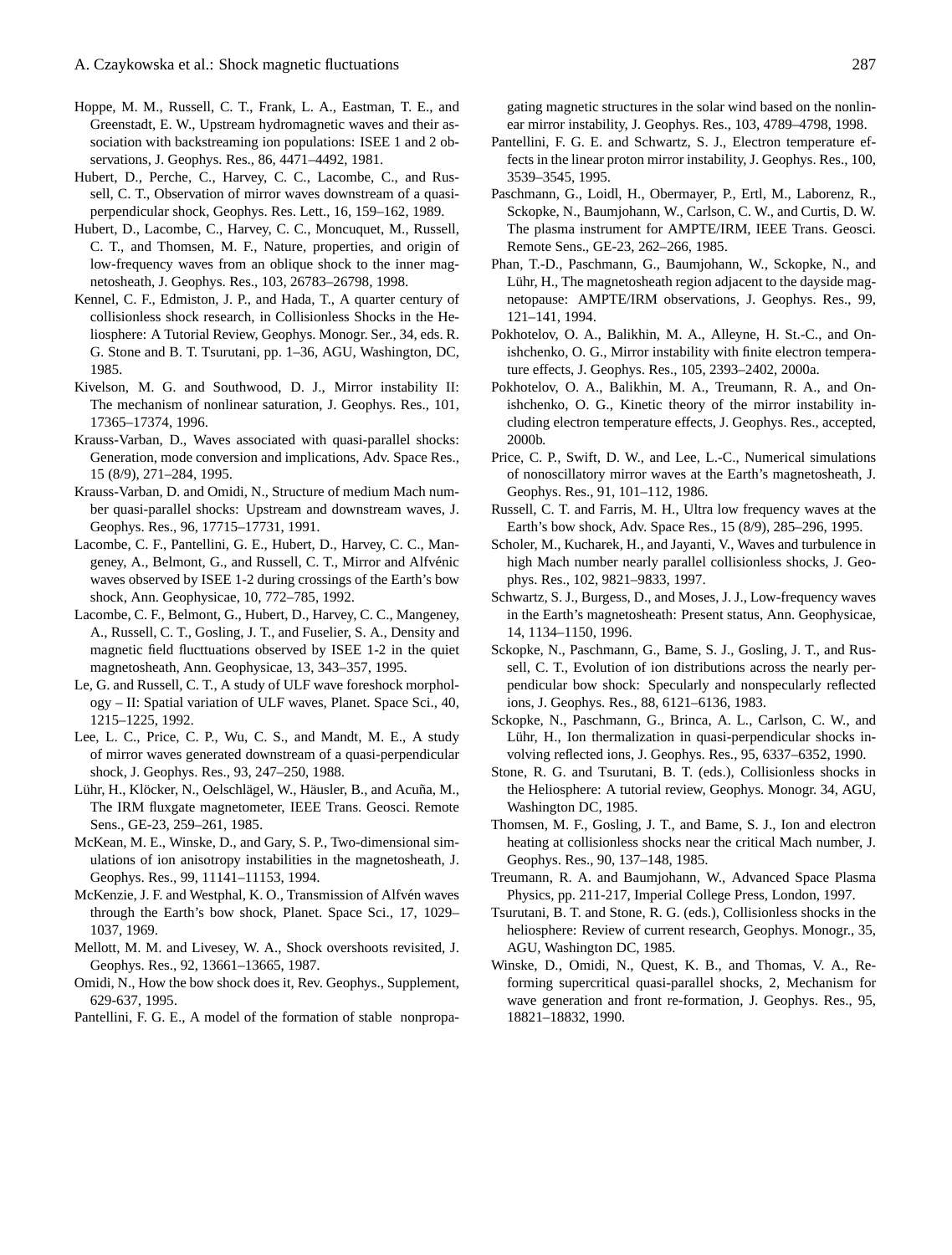Hoppe, M. M., Russell, C. T., Frank, L. A., Eastman, T. E., and Greenstadt, E. W., Upstream hydromagnetic waves and their association with backstreaming ion populations: ISEE 1 and 2 observations, J. Geophys. Res., 86, 4471–4492, 1981.

Hubert, D., Perche, C., Harvey, C. C., Lacombe, C., and Russell, C. T., Observation of mirror waves downstream of a quasi-perpendicular shock, Geophys. Res. Lett., 16, 159–162, 1989.

Hubert, D., Lacombe, C., Harvey, C. C., Moncuquet, M., Russell, C. T., and Thomsen, M. F., Nature, properties, and origin of low-frequency waves from an oblique shock to the inner magnetosheath, J. Geophys. Res., 103, 26783–26798, 1998.

Kennel, C. F., Edmiston, J. P., and Hada, T., A quarter century of collisionless shock research, in Collisionless Shocks in the Heliosphere: A Tutorial Review, Geophys. Monogr. Ser., 34, eds. R. G. Stone and B. T. Tsurutani, pp. 1–36, AGU, Washington, DC, 1985.

Kivelson, M. G. and Southwood, D. J., Mirror instability II: The mechanism of nonlinear saturation, J. Geophys. Res., 101, 17365–17374, 1996.

Krauss-Varban, D., Waves associated with quasi-parallel shocks: Generation, mode conversion and implications, Adv. Space Res., 15 (8/9), 271–284, 1995.

Krauss-Varban, D. and Omidi, N., Structure of medium Mach number quasi-parallel shocks: Upstream and downstream waves, J. Geophys. Res., 96, 17715–17731, 1991.

Lacombe, C. F., Pantellini, G. E., Hubert, D., Harvey, C. C., Mangeney, A., Belmont, G., and Russell, C. T., Mirror and Alfvénic waves observed by ISEE 1-2 during crossings of the Earth's bow shock, Ann. Geophysicae, 10, 772–785, 1992.

Lacombe, C. F., Belmont, G., Hubert, D., Harvey, C. C., Mangeney, A., Russell, C. T., Gosling, J. T., and Fuselier, S. A., Density and magnetic field flucttuations observed by ISEE 1-2 in the quiet magnetosheath, Ann. Geophysicae, 13, 343–357, 1995.

Le, G. and Russell, C. T., A study of ULF wave foreshock morphology – II: Spatial variation of ULF waves, Planet. Space Sci., 40, 1215–1225, 1992.

Lee, L. C., Price, C. P., Wu, C. S., and Mandt, M. E., A study of mirror waves generated downstream of a quasi-perpendicular shock, J. Geophys. Res., 93, 247–250, 1988.

Lühr, H., Klöcker, N., Oelschlägel, W., Häusler, B., and Acuña, M., The IRM fluxgate magnetometer, IEEE Trans. Geosci. Remote Sens., GE-23, 259–261, 1985.

McKean, M. E., Winske, D., and Gary, S. P., Two-dimensional simulations of ion anisotropy instabilities in the magnetosheath, J. Geophys. Res., 99, 11141–11153, 1994.

McKenzie, J. F. and Westphal, K. O., Transmission of Alfvén waves through the Earth's bow shock, Planet. Space Sci., 17, 1029–1037, 1969.

Mellott, M. M. and Livesey, W. A., Shock overshoots revisited, J. Geophys. Res., 92, 13661–13665, 1987.

Omidi, N., How the bow shock does it, Rev. Geophys., Supplement, 629-637, 1995.

Pantellini, F. G. E., A model of the formation of stable nonpropagating magnetic structures in the solar wind based on the nonlinear mirror instability, J. Geophys. Res., 103, 4789–4798, 1998.

Pantellini, F. G. E. and Schwartz, S. J., Electron temperature effects in the linear proton mirror instability, J. Geophys. Res., 100, 3539–3545, 1995.

Paschmann, G., Loidl, H., Obermayer, P., Ertl, M., Laborenz, R., Sckopke, N., Baumjohann, W., Carlson, C. W., and Curtis, D. W. The plasma instrument for AMPTE/IRM, IEEE Trans. Geosci. Remote Sens., GE-23, 262–266, 1985.

Phan, T.-D., Paschmann, G., Baumjohann, W., Sckopke, N., and Lühr, H., The magnetosheath region adjacent to the dayside magnetopause: AMPTE/IRM observations, J. Geophys. Res., 99, 121–141, 1994.

Pokhotelov, O. A., Balikhin, M. A., Alleyne, H. St.-C., and Onishchenko, O. G., Mirror instability with finite electron temperature effects, J. Geophys. Res., 105, 2393–2402, 2000a.

Pokhotelov, O. A., Balikhin, M. A., Treumann, R. A., and Onishchenko, O. G., Kinetic theory of the mirror instability including electron temperature effects, J. Geophys. Res., accepted, 2000b.

Price, C. P., Swift, D. W., and Lee, L.-C., Numerical simulations of nonoscillatory mirror waves at the Earth's magnetosheath, J. Geophys. Res., 91, 101–112, 1986.

Russell, C. T. and Farris, M. H., Ultra low frequency waves at the Earth's bow shock, Adv. Space Res., 15 (8/9), 285–296, 1995.

Scholer, M., Kucharek, H., and Jayanti, V., Waves and turbulence in high Mach number nearly parallel collisionless shocks, J. Geophys. Res., 102, 9821–9833, 1997.

Schwartz, S. J., Burgess, D., and Moses, J. J., Low-frequency waves in the Earth's magnetosheath: Present status, Ann. Geophysicae, 14, 1134–1150, 1996.

Sckopke, N., Paschmann, G., Bame, S. J., Gosling, J. T., and Russell, C. T., Evolution of ion distributions across the nearly perpendicular bow shock: Specularly and nonspecularly reflected ions, J. Geophys. Res., 88, 6121–6136, 1983.

Sckopke, N., Paschmann, G., Brinca, A. L., Carlson, C. W., and Lühr, H., Ion thermalization in quasi-perpendicular shocks involving reflected ions, J. Geophys. Res., 95, 6337–6352, 1990.

Stone, R. G. and Tsurutani, B. T. (eds.), Collisionless shocks in the Heliosphere: A tutorial review, Geophys. Monogr. 34, AGU, Washington DC, 1985.

Thomsen, M. F., Gosling, J. T., and Bame, S. J., Ion and electron heating at collisionless shocks near the critical Mach number, J. Geophys. Res., 90, 137–148, 1985.

Treumann, R. A. and Baumjohann, W., Advanced Space Plasma Physics, pp. 211-217, Imperial College Press, London, 1997.

Tsurutani, B. T. and Stone, R. G. (eds.), Collisionless shocks in the heliosphere: Review of current research, Geophys. Monogr., 35, AGU, Washington DC, 1985.

Winske, D., Omidi, N., Quest, K. B., and Thomas, V. A., Reforming supercritical quasi-parallel shocks, 2, Mechanism for wave generation and front re-formation, J. Geophys. Res., 95, 18821–18832, 1990.